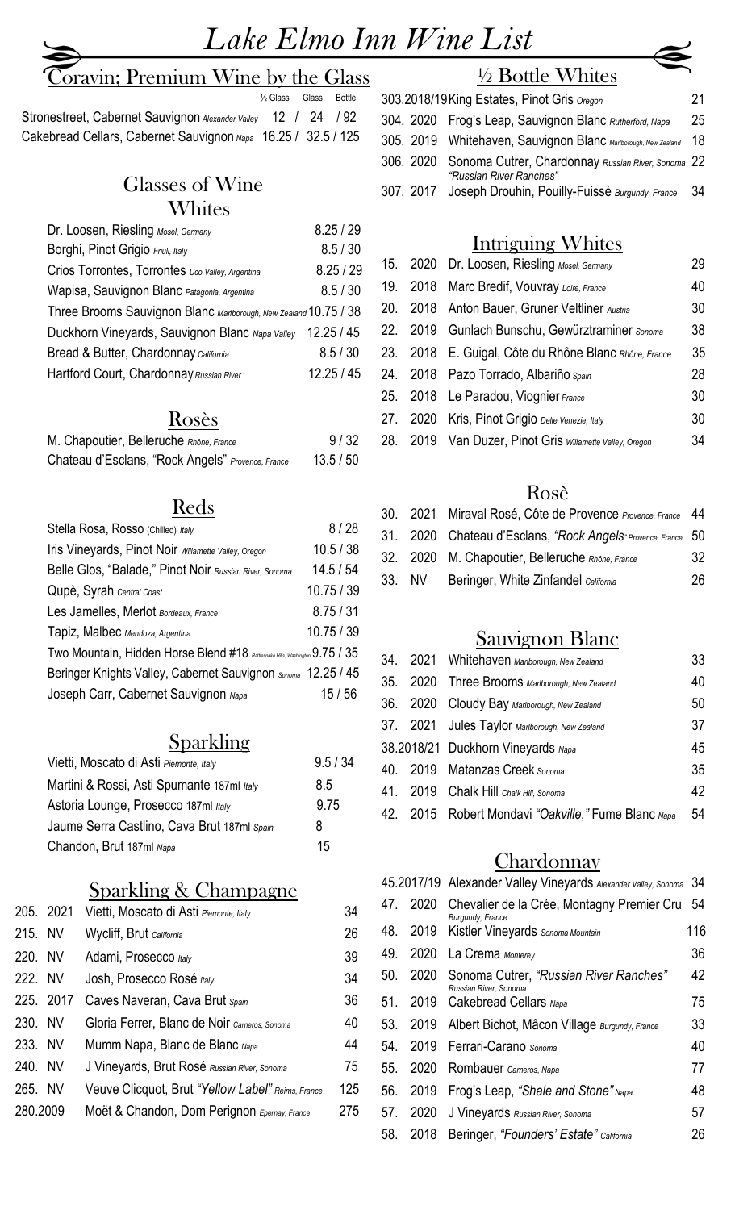# Lake Elmo Inn Wine List

## Coravin; Premium Wine by the Glass

| | ½ Glass | Glass | Bottle |
|---|---|---|---|
| Stronestreet, Cabernet Sauvignon *Alexander Valley* | 12 | 24 | 92 |
| Cakebread Cellars, Cabernet Sauvignon *Napa* | 16.25 | 32.5 | 125 |

## Glasses of Wine

### Whites

| | |
|---|---|
| Dr. Loosen, Riesling *Mosel, Germany* | 8.25 / 29 |
| Borghi, Pinot Grigio *Friuli, Italy* | 8.5 / 30 |
| Crios Torrontes, Torrontes *Uco Valley, Argentina* | 8.25 / 29 |
| Wapisa, Sauvignon Blanc *Patagonia, Argentina* | 8.5 / 30 |
| Three Brooms Sauvignon Blanc *Marlborough, New Zealand* | 10.75 / 38 |
| Duckhorn Vineyards, Sauvignon Blanc *Napa Valley* | 12.25 / 45 |
| Bread & Butter, Chardonnay *California* | 8.5 / 30 |
| Hartford Court, Chardonnay *Russian River* | 12.25 / 45 |

### Rosès

| | |
|---|---|
| M. Chapoutier, Belleruche *Rhône, France* | 9 / 32 |
| Chateau d'Esclans, "Rock Angels" *Provence, France* | 13.5 / 50 |

### Reds

| | |
|---|---|
| Stella Rosa, Rosso (Chilled) *Italy* | 8 / 28 |
| Iris Vineyards, Pinot Noir *Willamette Valley, Oregon* | 10.5 / 38 |
| Belle Glos, "Balade," Pinot Noir *Russian River, Sonoma* | 14.5 / 54 |
| Qupè, Syrah *Central Coast* | 10.75 / 39 |
| Les Jamelles, Merlot *Bordeaux, France* | 8.75 / 31 |
| Tapiz, Malbec *Mendoza, Argentina* | 10.75 / 39 |
| Two Mountain, Hidden Horse Blend #18 *Rattlesnake Hills, Washington* | 9.75 / 35 |
| Beringer Knights Valley, Cabernet Sauvignon *Sonoma* | 12.25 / 45 |
| Joseph Carr, Cabernet Sauvignon *Napa* | 15 / 56 |

### Sparkling

| | |
|---|---|
| Vietti, Moscato di Asti *Piemonte, Italy* | 9.5 / 34 |
| Martini & Rossi, Asti Spumante 187ml *Italy* | 8.5 |
| Astoria Lounge, Prosecco 187ml *Italy* | 9.75 |
| Jaume Serra Castlino, Cava Brut 187ml *Spain* | 8 |
| Chandon, Brut 187ml *Napa* | 15 |

## Sparkling & Champagne

| | | | |
|---|---|---|---|
| 205. | 2021 | Vietti, Moscato di Asti *Piemonte, Italy* | 34 |
| 215. | NV | Wycliff, Brut *California* | 26 |
| 220. | NV | Adami, Prosecco *Italy* | 39 |
| 222. | NV | Josh, Prosecco Rosé *Italy* | 34 |
| 225. | 2017 | Caves Naveran, Cava Brut *Spain* | 36 |
| 230. | NV | Gloria Ferrer, Blanc de Noir *Carneros, Sonoma* | 40 |
| 233. | NV | Mumm Napa, Blanc de Blanc *Napa* | 44 |
| 240. | NV | J Vineyards, Brut Rosé *Russian River, Sonoma* | 75 |
| 265. | NV | Veuve Clicquot, Brut *"Yellow Label" Reims, France* | 125 |
| 280. | 2009 | Moët & Chandon, Dom Perignon *Epernay, France* | 275 |

## ½ Bottle Whites

| | | | |
|---|---|---|---|
| 303. | 2018/19 | King Estates, Pinot Gris *Oregon* | 21 |
| 304. | 2020 | Frog's Leap, Sauvignon Blanc *Rutherford, Napa* | 25 |
| 305. | 2019 | Whitehaven, Sauvignon Blanc *Marlborough, New Zealand* | 18 |
| 306. | 2020 | Sonoma Cutrer, Chardonnay *Russian River, Sonoma "Russian River Ranches"* | 22 |
| 307. | 2017 | Joseph Drouhin, Pouilly-Fuissé *Burgundy, France* | 34 |

## Intriguing Whites

| | | | |
|---|---|---|---|
| 15. | 2020 | Dr. Loosen, Riesling *Mosel, Germany* | 29 |
| 19. | 2018 | Marc Bredif, Vouvray *Loire, France* | 40 |
| 20. | 2018 | Anton Bauer, Gruner Veltliner *Austria* | 30 |
| 22. | 2019 | Gunlach Bunschu, Gewürztraminer *Sonoma* | 38 |
| 23. | 2018 | E. Guigal, Côte du Rhône Blanc *Rhône, France* | 35 |
| 24. | 2018 | Pazo Torrado, Albariño *Spain* | 28 |
| 25. | 2018 | Le Paradou, Viognier *France* | 30 |
| 27. | 2020 | Kris, Pinot Grigio *Delle Venezie, Italy* | 30 |
| 28. | 2019 | Van Duzer, Pinot Gris *Willamette Valley, Oregon* | 34 |

## Rosè

| | | | |
|---|---|---|---|
| 30. | 2021 | Miraval Rosé, Côte de Provence *Provence, France* | 44 |
| 31. | 2020 | Chateau d'Esclans, *"Rock Angels" Provence, France* | 50 |
| 32. | 2020 | M. Chapoutier, Belleruche *Rhône, France* | 32 |
| 33. | NV | Beringer, White Zinfandel *California* | 26 |

## Sauvignon Blanc

| | | | |
|---|---|---|---|
| 34. | 2021 | Whitehaven *Marlborough, New Zealand* | 33 |
| 35. | 2020 | Three Brooms *Marlborough, New Zealand* | 40 |
| 36. | 2020 | Cloudy Bay *Marlborough, New Zealand* | 50 |
| 37. | 2021 | Jules Taylor *Marlborough, New Zealand* | 37 |
| 38. | 2018/21 | Duckhorn Vineyards *Napa* | 45 |
| 40. | 2019 | Matanzas Creek *Sonoma* | 35 |
| 41. | 2019 | Chalk Hill *Chalk Hill, Sonoma* | 42 |
| 42. | 2015 | Robert Mondavi *"Oakville,"* Fume Blanc *Napa* | 54 |

## Chardonnay

| | | | |
|---|---|---|---|
| 45. | 2017/19 | Alexander Valley Vineyards *Alexander Valley, Sonoma* | 34 |
| 47. | 2020 | Chevalier de la Crée, Montagny Premier Cru *Burgundy, France* | 54 |
| 48. | 2019 | Kistler Vineyards *Sonoma Mountain* | 116 |
| 49. | 2020 | La Crema *Monterey* | 36 |
| 50. | 2020 | Sonoma Cutrer, *"Russian River Ranches" Russian River, Sonoma* | 42 |
| 51. | 2019 | Cakebread Cellars *Napa* | 75 |
| 53. | 2019 | Albert Bichot, Mâcon Village *Burgundy, France* | 33 |
| 54. | 2019 | Ferrari-Carano *Sonoma* | 40 |
| 55. | 2020 | Rombauer *Carneros, Napa* | 77 |
| 56. | 2019 | Frog's Leap, *"Shale and Stone" Napa* | 48 |
| 57. | 2020 | J Vineyards *Russian River, Sonoma* | 57 |
| 58. | 2018 | Beringer, *"Founders' Estate" California* | 26 |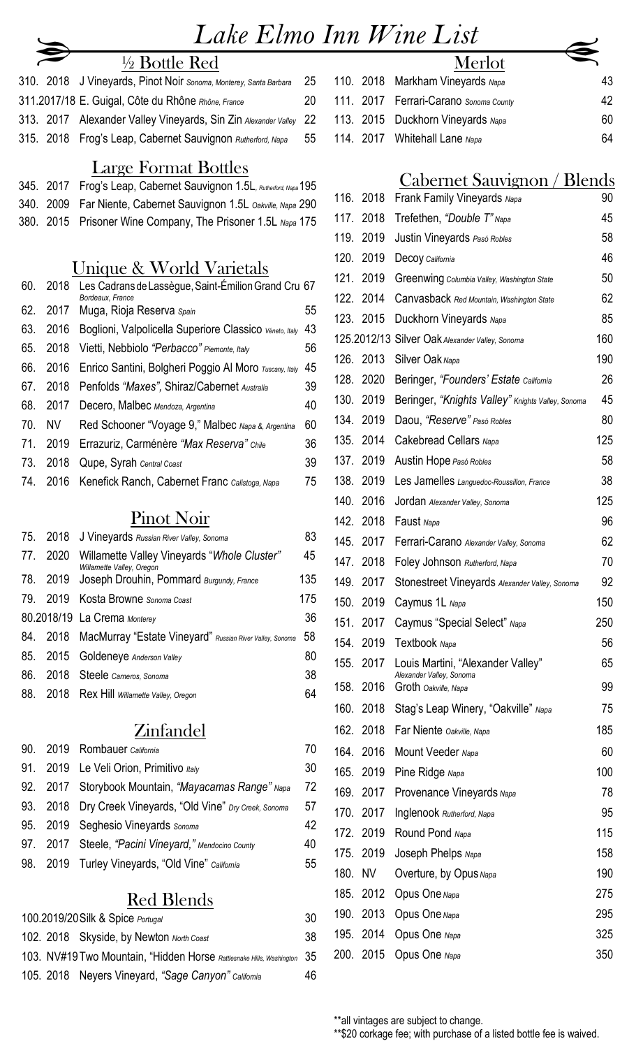# Lake Elmo Inn Wine List

## ½ Bottle Red

| | | | |
|---|---|---|---|
| 310. | 2018 | J Vineyards, Pinot Noir *Sonoma, Monterey, Santa Barbara* | 25 |
| 311. | 2017/18 | E. Guigal, Côte du Rhône *Rhône, France* | 20 |
| 313. | 2017 | Alexander Valley Vineyards, Sin Zin *Alexander Valley* | 22 |
| 315. | 2018 | Frog's Leap, Cabernet Sauvignon *Rutherford, Napa* | 55 |

## Large Format Bottles

| | | | |
|---|---|---|---|
| 345. | 2017 | Frog's Leap, Cabernet Sauvignon 1.5L, *Rutherford, Napa* | 195 |
| 340. | 2009 | Far Niente, Cabernet Sauvignon 1.5L *Oakville, Napa* | 290 |
| 380. | 2015 | Prisoner Wine Company, The Prisoner 1.5L *Napa* | 175 |

## Unique & World Varietals

| | | | |
|---|---|---|---|
| 60. | 2018 | Les Cadrans de Lassègue, Saint-Émilion Grand Cru *Bordeaux, France* | 67 |
| 62. | 2017 | Muga, Rioja Reserva *Spain* | 55 |
| 63. | 2016 | Boglioni, Valpolicella Superiore Classico *Véneto, Italy* | 43 |
| 65. | 2018 | Vietti, Nebbiolo *"Perbacco" Piemonte, Italy* | 56 |
| 66. | 2016 | Enrico Santini, Bolgheri Poggio Al Moro *Tuscany, Italy* | 45 |
| 67. | 2018 | Penfolds *"Maxes"*, Shiraz/Cabernet *Australia* | 39 |
| 68. | 2017 | Decero, Malbec *Mendoza, Argentina* | 40 |
| 70. | NV | Red Schooner "Voyage 9," Malbec *Napa &, Argentina* | 60 |
| 71. | 2019 | Errazuriz, Carménère *"Max Reserva" Chile* | 36 |
| 73. | 2018 | Qupe, Syrah *Central Coast* | 39 |
| 74. | 2016 | Kenefick Ranch, Cabernet Franc *Calistoga, Napa* | 75 |

## Pinot Noir

| | | | |
|---|---|---|---|
| 75. | 2018 | J Vineyards *Russian River Valley, Sonoma* | 83 |
| 77. | 2020 | Willamette Valley Vineyards "*Whole Cluster*" *Willamette Valley, Oregon* | 45 |
| 78. | 2019 | Joseph Drouhin, Pommard *Burgundy, France* | 135 |
| 79. | 2019 | Kosta Browne *Sonoma Coast* | 175 |
| 80. | 2018/19 | La Crema *Monterey* | 36 |
| 84. | 2018 | MacMurray "Estate Vineyard" *Russian River Valley, Sonoma* | 58 |
| 85. | 2015 | Goldeneye *Anderson Valley* | 80 |
| 86. | 2018 | Steele *Carneros, Sonoma* | 38 |
| 88. | 2018 | Rex Hill *Willamette Valley, Oregon* | 64 |

## Zinfandel

| | | | |
|---|---|---|---|
| 90. | 2019 | Rombauer *California* | 70 |
| 91. | 2019 | Le Veli Orion, Primitivo *Italy* | 30 |
| 92. | 2017 | Storybook Mountain, *"Mayacamas Range" Napa* | 72 |
| 93. | 2018 | Dry Creek Vineyards, "Old Vine" *Dry Creek, Sonoma* | 57 |
| 95. | 2019 | Seghesio Vineyards *Sonoma* | 42 |
| 97. | 2017 | Steele, *"Pacini Vineyard," Mendocino County* | 40 |
| 98. | 2019 | Turley Vineyards, "Old Vine" *California* | 55 |

## Red Blends

| | | | |
|---|---|---|---|
| 100. | 2019/20 | Silk & Spice *Portugal* | 30 |
| 102. | 2018 | Skyside, by Newton *North Coast* | 38 |
| 103. | NV#19 | Two Mountain, "Hidden Horse *Rattlesnake Hills, Washington* | 35 |
| 105. | 2018 | Neyers Vineyard, *"Sage Canyon" California* | 46 |

## Merlot

| | | | |
|---|---|---|---|
| 110. | 2018 | Markham Vineyards *Napa* | 43 |
| 111. | 2017 | Ferrari-Carano *Sonoma County* | 42 |
| 113. | 2015 | Duckhorn Vineyards *Napa* | 60 |
| 114. | 2017 | Whitehall Lane *Napa* | 64 |

## Cabernet Sauvignon / Blends

| | | | |
|---|---|---|---|
| 116. | 2018 | Frank Family Vineyards *Napa* | 90 |
| 117. | 2018 | Trefethen, *"Double T" Napa* | 45 |
| 119. | 2019 | Justin Vineyards *Pasó Robles* | 58 |
| 120. | 2019 | Decoy *California* | 46 |
| 121. | 2019 | Greenwing *Columbia Valley, Washington State* | 50 |
| 122. | 2014 | Canvasback *Red Mountain, Washington State* | 62 |
| 123. | 2015 | Duckhorn Vineyards *Napa* | 85 |
| 125. | 2012/13 | Silver Oak *Alexander Valley, Sonoma* | 160 |
| 126. | 2013 | Silver Oak *Napa* | 190 |
| 128. | 2020 | Beringer, *"Founders' Estate California* | 26 |
| 130. | 2019 | Beringer, *"Knights Valley" Knights Valley, Sonoma* | 45 |
| 134. | 2019 | Daou, *"Reserve" Pasó Robles* | 80 |
| 135. | 2014 | Cakebread Cellars *Napa* | 125 |
| 137. | 2019 | Austin Hope *Pasó Robles* | 58 |
| 138. | 2019 | Les Jamelles *Languedoc-Roussillon, France* | 38 |
| 140. | 2016 | Jordan *Alexander Valley, Sonoma* | 125 |
| 142. | 2018 | Faust *Napa* | 96 |
| 145. | 2017 | Ferrari-Carano *Alexander Valley, Sonoma* | 62 |
| 147. | 2018 | Foley Johnson *Rutherford, Napa* | 70 |
| 149. | 2017 | Stonestreet Vineyards *Alexander Valley, Sonoma* | 92 |
| 150. | 2019 | Caymus 1L *Napa* | 150 |
| 151. | 2017 | Caymus "Special Select" *Napa* | 250 |
| 154. | 2019 | Textbook *Napa* | 56 |
| 155. | 2017 | Louis Martini, "Alexander Valley" *Alexander Valley, Sonoma* | 65 |
| 158. | 2016 | Groth *Oakville, Napa* | 99 |
| 160. | 2018 | Stag's Leap Winery, "Oakville" *Napa* | 75 |
| 162. | 2018 | Far Niente *Oakville, Napa* | 185 |
| 164. | 2016 | Mount Veeder *Napa* | 60 |
| 165. | 2019 | Pine Ridge *Napa* | 100 |
| 169. | 2017 | Provenance Vineyards *Napa* | 78 |
| 170. | 2017 | Inglenook *Rutherford, Napa* | 95 |
| 172. | 2019 | Round Pond *Napa* | 115 |
| 175. | 2019 | Joseph Phelps *Napa* | 158 |
| 180. | NV | Overture, by Opus *Napa* | 190 |
| 185. | 2012 | Opus One *Napa* | 275 |
| 190. | 2013 | Opus One *Napa* | 295 |
| 195. | 2014 | Opus One *Napa* | 325 |
| 200. | 2015 | Opus One *Napa* | 350 |

**all vintages are subject to change.

**$20 corkage fee; with purchase of a listed bottle fee is waived.